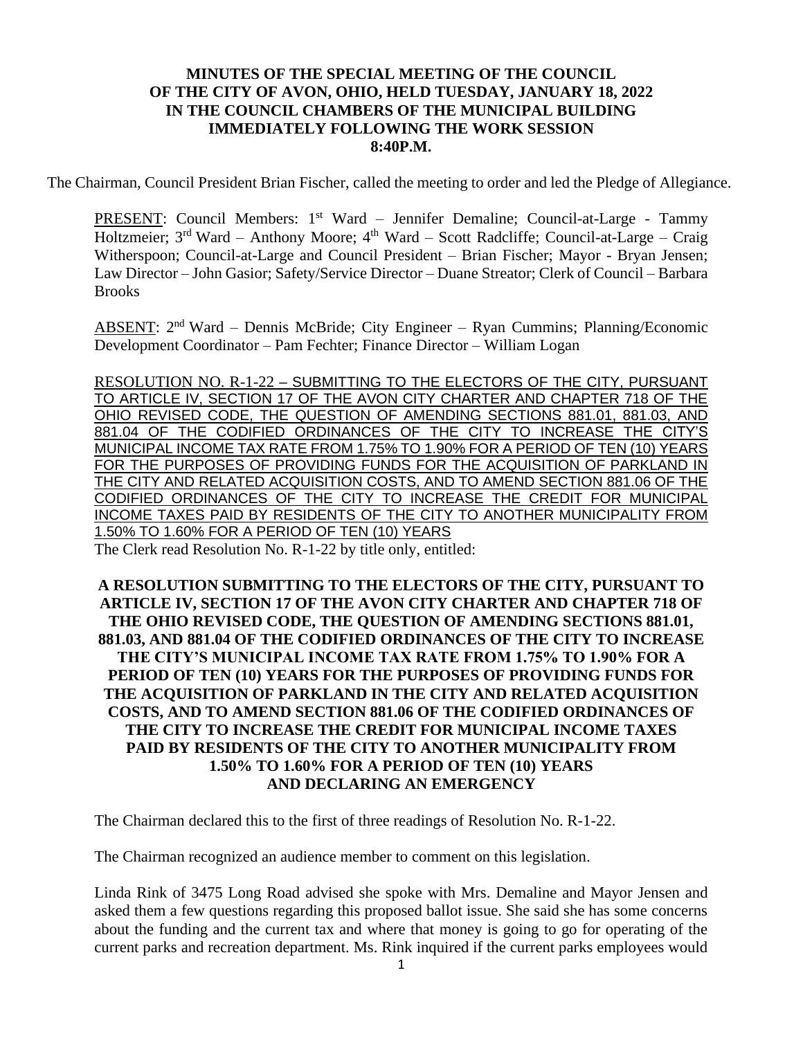**MINUTES OF THE SPECIAL MEETING OF THE COUNCIL OF THE CITY OF AVON, OHIO, HELD TUESDAY, JANUARY 18, 2022 IN THE COUNCIL CHAMBERS OF THE MUNICIPAL BUILDING IMMEDIATELY FOLLOWING THE WORK SESSION 8:40P.M.**

The Chairman, Council President Brian Fischer, called the meeting to order and led the Pledge of Allegiance.

PRESENT: Council Members: 1st Ward – Jennifer Demaline; Council-at-Large - Tammy Holtzmeier; 3rd Ward – Anthony Moore; 4th Ward – Scott Radcliffe; Council-at-Large – Craig Witherspoon; Council-at-Large and Council President – Brian Fischer; Mayor - Bryan Jensen; Law Director – John Gasior; Safety/Service Director – Duane Streator; Clerk of Council – Barbara Brooks

ABSENT: 2nd Ward – Dennis McBride; City Engineer – Ryan Cummins; Planning/Economic Development Coordinator – Pam Fechter; Finance Director – William Logan

RESOLUTION NO. R-1-22 – SUBMITTING TO THE ELECTORS OF THE CITY, PURSUANT TO ARTICLE IV, SECTION 17 OF THE AVON CITY CHARTER AND CHAPTER 718 OF THE OHIO REVISED CODE, THE QUESTION OF AMENDING SECTIONS 881.01, 881.03, AND 881.04 OF THE CODIFIED ORDINANCES OF THE CITY TO INCREASE THE CITY'S MUNICIPAL INCOME TAX RATE FROM 1.75% TO 1.90% FOR A PERIOD OF TEN (10) YEARS FOR THE PURPOSES OF PROVIDING FUNDS FOR THE ACQUISITION OF PARKLAND IN THE CITY AND RELATED ACQUISITION COSTS, AND TO AMEND SECTION 881.06 OF THE CODIFIED ORDINANCES OF THE CITY TO INCREASE THE CREDIT FOR MUNICIPAL INCOME TAXES PAID BY RESIDENTS OF THE CITY TO ANOTHER MUNICIPALITY FROM 1.50% TO 1.60% FOR A PERIOD OF TEN (10) YEARS

The Clerk read Resolution No. R-1-22 by title only, entitled:

**A RESOLUTION SUBMITTING TO THE ELECTORS OF THE CITY, PURSUANT TO ARTICLE IV, SECTION 17 OF THE AVON CITY CHARTER AND CHAPTER 718 OF THE OHIO REVISED CODE, THE QUESTION OF AMENDING SECTIONS 881.01, 881.03, AND 881.04 OF THE CODIFIED ORDINANCES OF THE CITY TO INCREASE THE CITY'S MUNICIPAL INCOME TAX RATE FROM 1.75% TO 1.90% FOR A PERIOD OF TEN (10) YEARS FOR THE PURPOSES OF PROVIDING FUNDS FOR THE ACQUISITION OF PARKLAND IN THE CITY AND RELATED ACQUISITION COSTS, AND TO AMEND SECTION 881.06 OF THE CODIFIED ORDINANCES OF THE CITY TO INCREASE THE CREDIT FOR MUNICIPAL INCOME TAXES PAID BY RESIDENTS OF THE CITY TO ANOTHER MUNICIPALITY FROM 1.50% TO 1.60% FOR A PERIOD OF TEN (10) YEARS AND DECLARING AN EMERGENCY**

The Chairman declared this to the first of three readings of Resolution No. R-1-22.

The Chairman recognized an audience member to comment on this legislation.

Linda Rink of 3475 Long Road advised she spoke with Mrs. Demaline and Mayor Jensen and asked them a few questions regarding this proposed ballot issue. She said she has some concerns about the funding and the current tax and where that money is going to go for operating of the current parks and recreation department. Ms. Rink inquired if the current parks employees would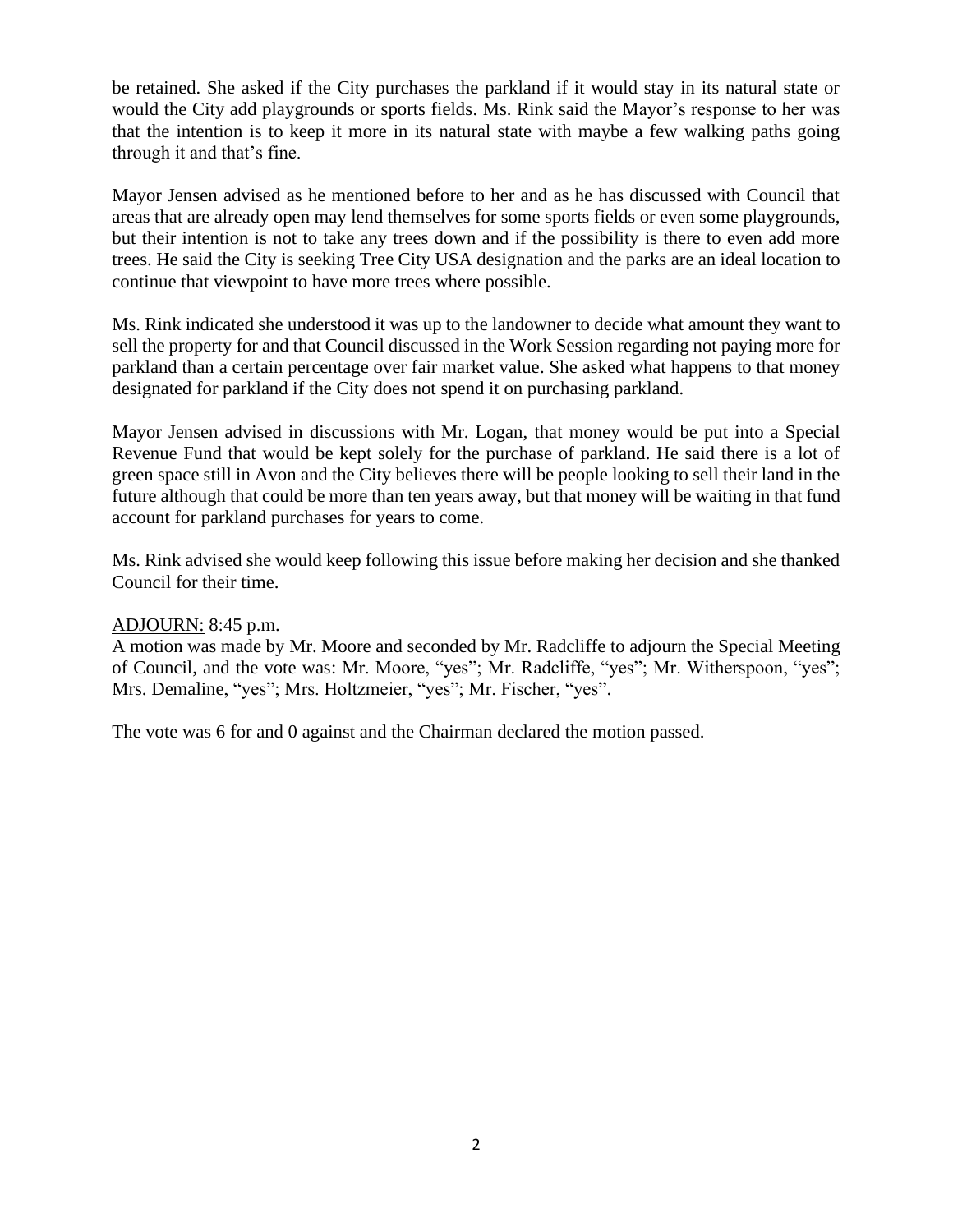be retained. She asked if the City purchases the parkland if it would stay in its natural state or would the City add playgrounds or sports fields. Ms. Rink said the Mayor's response to her was that the intention is to keep it more in its natural state with maybe a few walking paths going through it and that's fine.

Mayor Jensen advised as he mentioned before to her and as he has discussed with Council that areas that are already open may lend themselves for some sports fields or even some playgrounds, but their intention is not to take any trees down and if the possibility is there to even add more trees. He said the City is seeking Tree City USA designation and the parks are an ideal location to continue that viewpoint to have more trees where possible.

Ms. Rink indicated she understood it was up to the landowner to decide what amount they want to sell the property for and that Council discussed in the Work Session regarding not paying more for parkland than a certain percentage over fair market value. She asked what happens to that money designated for parkland if the City does not spend it on purchasing parkland.

Mayor Jensen advised in discussions with Mr. Logan, that money would be put into a Special Revenue Fund that would be kept solely for the purchase of parkland. He said there is a lot of green space still in Avon and the City believes there will be people looking to sell their land in the future although that could be more than ten years away, but that money will be waiting in that fund account for parkland purchases for years to come.

Ms. Rink advised she would keep following this issue before making her decision and she thanked Council for their time.

ADJOURN: 8:45 p.m.
A motion was made by Mr. Moore and seconded by Mr. Radcliffe to adjourn the Special Meeting of Council, and the vote was: Mr. Moore, "yes"; Mr. Radcliffe, "yes"; Mr. Witherspoon, "yes"; Mrs. Demaline, "yes"; Mrs. Holtzmeier, "yes"; Mr. Fischer, "yes".

The vote was 6 for and 0 against and the Chairman declared the motion passed.